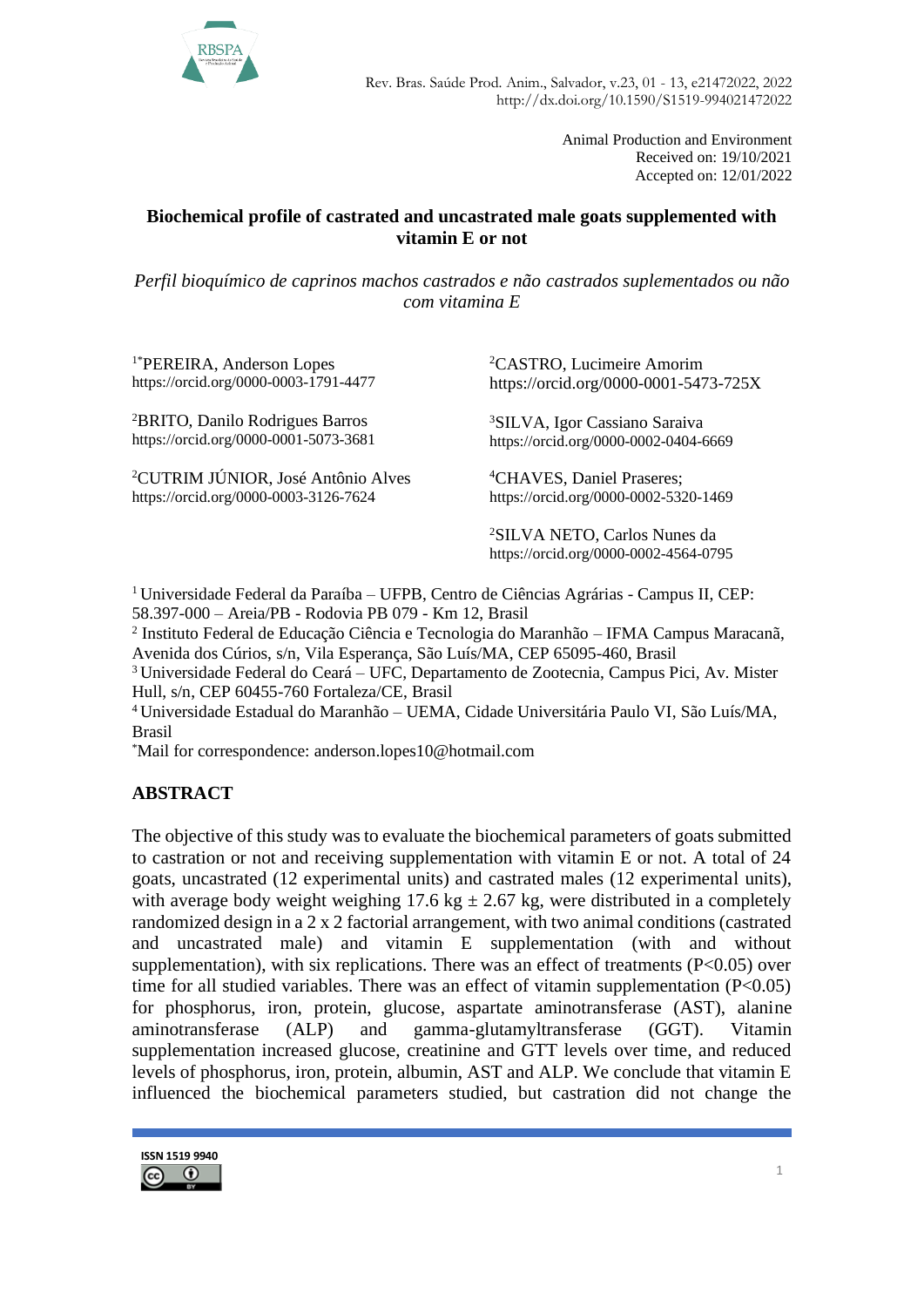Animal Production and Environment
Received on: 19/10/2021
Accepted on: 12/01/2022

# Biochemical profile of castrated and uncastrated male goats supplemented with vitamin E or not

*Perfil bioquímico de caprinos machos castrados e não castrados suplementados ou não com vitamina E*

[1*]PEREIRA, Anderson Lopes
https://orcid.org/0000-0003-1791-4477

[2]BRITO, Danilo Rodrigues Barros
https://orcid.org/0000-0001-5073-3681

[2]CUTRIM JÚNIOR, José Antônio Alves
https://orcid.org/0000-0003-3126-7624

[2]CASTRO, Lucimeire Amorim
https://orcid.org/0000-0001-5473-725X

[3]SILVA, Igor Cassiano Saraiva
https://orcid.org/0000-0002-0404-6669

[4]CHAVES, Daniel Praseres;
https://orcid.org/0000-0002-5320-1469

[2]SILVA NETO, Carlos Nunes da
https://orcid.org/0000-0002-4564-0795

[1] Universidade Federal da Paraíba – UFPB, Centro de Ciências Agrárias - Campus II, CEP: 58.397-000 – Areia/PB - Rodovia PB 079 - Km 12, Brasil
[2] Instituto Federal de Educação Ciência e Tecnologia do Maranhão – IFMA Campus Maracanã, Avenida dos Cúrios, s/n, Vila Esperança, São Luís/MA, CEP 65095-460, Brasil
[3] Universidade Federal do Ceará – UFC, Departamento de Zootecnia, Campus Pici, Av. Mister Hull, s/n, CEP 60455-760 Fortaleza/CE, Brasil
[4] Universidade Estadual do Maranhão – UEMA, Cidade Universitária Paulo VI, São Luís/MA, Brasil
[*]Mail for correspondence: anderson.lopes10@hotmail.com

## ABSTRACT

The objective of this study was to evaluate the biochemical parameters of goats submitted to castration or not and receiving supplementation with vitamin E or not. A total of 24 goats, uncastrated (12 experimental units) and castrated males (12 experimental units), with average body weight weighing 17.6 kg ± 2.67 kg, were distributed in a completely randomized design in a 2 x 2 factorial arrangement, with two animal conditions (castrated and uncastrated male) and vitamin E supplementation (with and without supplementation), with six replications. There was an effect of treatments ($P<0.05$) over time for all studied variables. There was an effect of vitamin supplementation ($P<0.05$) for phosphorus, iron, protein, glucose, aspartate aminotransferase (AST), alanine aminotransferase (ALP) and gamma-glutamyltransferase (GGT). Vitamin supplementation increased glucose, creatinine and GTT levels over time, and reduced levels of phosphorus, iron, protein, albumin, AST and ALP. We conclude that vitamin E influenced the biochemical parameters studied, but castration did not change the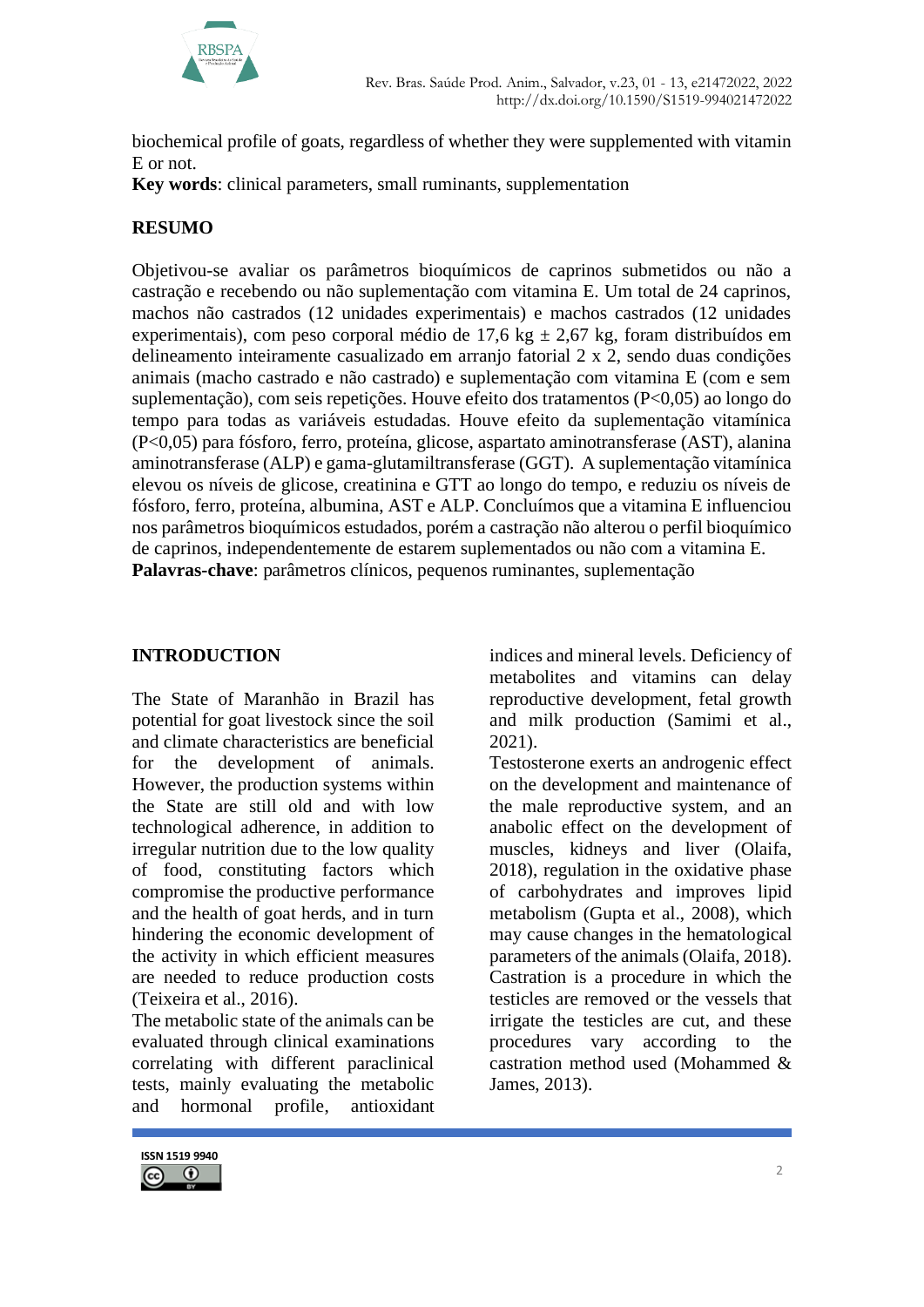biochemical profile of goats, regardless of whether they were supplemented with vitamin E or not.

**Key words**: clinical parameters, small ruminants, supplementation

## RESUMO

Objetivou-se avaliar os parâmetros bioquímicos de caprinos submetidos ou não a castração e recebendo ou não suplementação com vitamina E. Um total de 24 caprinos, machos não castrados (12 unidades experimentais) e machos castrados (12 unidades experimentais), com peso corporal médio de 17,6 kg ± 2,67 kg, foram distribuídos em delineamento inteiramente casualizado em arranjo fatorial 2 x 2, sendo duas condições animais (macho castrado e não castrado) e suplementação com vitamina E (com e sem suplementação), com seis repetições. Houve efeito dos tratamentos (P<0,05) ao longo do tempo para todas as variáveis estudadas. Houve efeito da suplementação vitamínica (P<0,05) para fósforo, ferro, proteína, glicose, aspartato aminotransferase (AST), alanina aminotransferase (ALP) e gama-glutamiltransferase (GGT). A suplementação vitamínica elevou os níveis de glicose, creatinina e GTT ao longo do tempo, e reduziu os níveis de fósforo, ferro, proteína, albumina, AST e ALP. Concluímos que a vitamina E influenciou nos parâmetros bioquímicos estudados, porém a castração não alterou o perfil bioquímico de caprinos, independentemente de estarem suplementados ou não com a vitamina E.

**Palavras-chave**: parâmetros clínicos, pequenos ruminantes, suplementação

## INTRODUCTION

The State of Maranhão in Brazil has potential for goat livestock since the soil and climate characteristics are beneficial for the development of animals. However, the production systems within the State are still old and with low technological adherence, in addition to irregular nutrition due to the low quality of food, constituting factors which compromise the productive performance and the health of goat herds, and in turn hindering the economic development of the activity in which efficient measures are needed to reduce production costs (Teixeira et al., 2016).

The metabolic state of the animals can be evaluated through clinical examinations correlating with different paraclinical tests, mainly evaluating the metabolic and hormonal profile, antioxidant indices and mineral levels. Deficiency of metabolites and vitamins can delay reproductive development, fetal growth and milk production (Samimi et al., 2021).

Testosterone exerts an androgenic effect on the development and maintenance of the male reproductive system, and an anabolic effect on the development of muscles, kidneys and liver (Olaifa, 2018), regulation in the oxidative phase of carbohydrates and improves lipid metabolism (Gupta et al., 2008), which may cause changes in the hematological parameters of the animals (Olaifa, 2018).

Castration is a procedure in which the testicles are removed or the vessels that irrigate the testicles are cut, and these procedures vary according to the castration method used (Mohammed & James, 2013).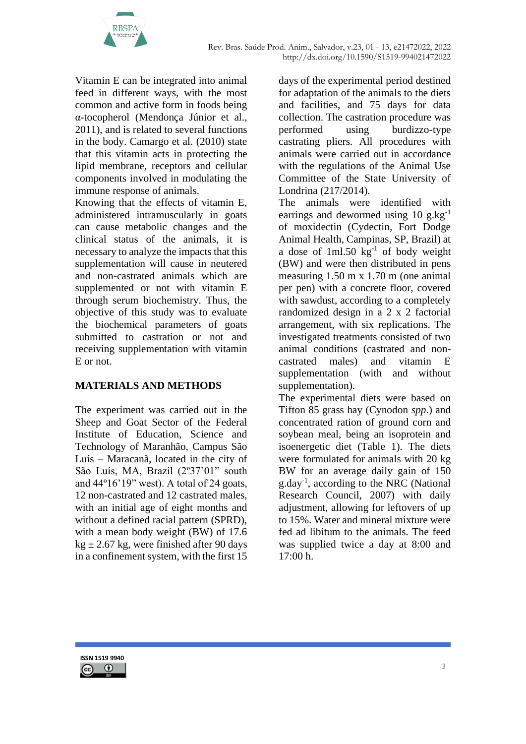Vitamin E can be integrated into animal feed in different ways, with the most common and active form in foods being α-tocopherol (Mendonça Júnior et al., 2011), and is related to several functions in the body. Camargo et al. (2010) state that this vitamin acts in protecting the lipid membrane, receptors and cellular components involved in modulating the immune response of animals.

Knowing that the effects of vitamin E, administered intramuscularly in goats can cause metabolic changes and the clinical status of the animals, it is necessary to analyze the impacts that this supplementation will cause in neutered and non-castrated animals which are supplemented or not with vitamin E through serum biochemistry. Thus, the objective of this study was to evaluate the biochemical parameters of goats submitted to castration or not and receiving supplementation with vitamin E or not.

## MATERIALS AND METHODS

The experiment was carried out in the Sheep and Goat Sector of the Federal Institute of Education, Science and Technology of Maranhão, Campus São Luís – Maracanã, located in the city of São Luís, MA, Brazil (2º37'01" south and 44º16'19" west). A total of 24 goats, 12 non-castrated and 12 castrated males, with an initial age of eight months and without a defined racial pattern (SPRD), with a mean body weight (BW) of 17.6 kg ± 2.67 kg, were finished after 90 days in a confinement system, with the first 15 days of the experimental period destined for adaptation of the animals to the diets and facilities, and 75 days for data collection. The castration procedure was performed using burdizzo-type castrating pliers. All procedures with animals were carried out in accordance with the regulations of the Animal Use Committee of the State University of Londrina (217/2014).

The animals were identified with earrings and dewormed using 10 $g.kg^{-1}$ of moxidectin (Cydectin, Fort Dodge Animal Health, Campinas, SP, Brazil) at a dose of 1ml.50 $kg^{-1}$ of body weight (BW) and were then distributed in pens measuring 1.50 m x 1.70 m (one animal per pen) with a concrete floor, covered with sawdust, according to a completely randomized design in a 2 x 2 factorial arrangement, with six replications. The investigated treatments consisted of two animal conditions (castrated and non-castrated males) and vitamin E supplementation (with and without supplementation).

The experimental diets were based on Tifton 85 grass hay (Cynodon *spp*.) and concentrated ration of ground corn and soybean meal, being an isoprotein and isoenergetic diet (Table 1). The diets were formulated for animals with 20 kg BW for an average daily gain of 150 $g.day^{-1}$, according to the NRC (National Research Council, 2007) with daily adjustment, allowing for leftovers of up to 15%. Water and mineral mixture were fed ad libitum to the animals. The feed was supplied twice a day at 8:00 and 17:00 h.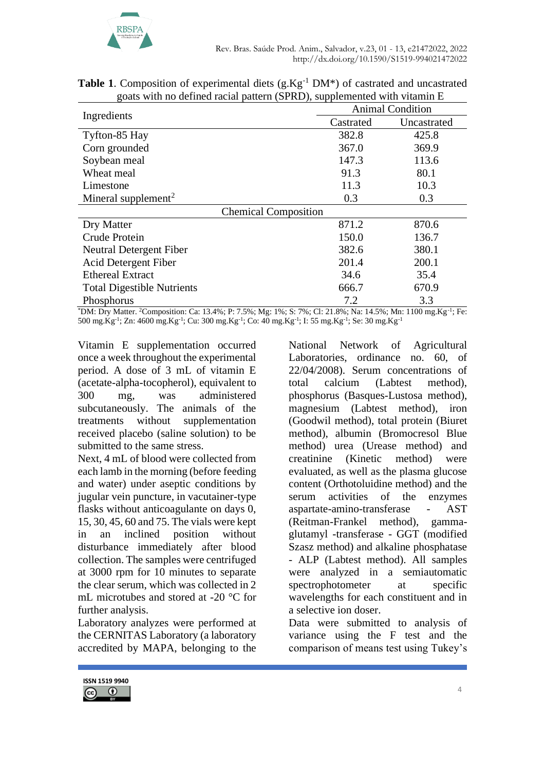**Table 1**. Composition of experimental diets (g.Kg$^{-1}$ DM*) of castrated and uncastrated goats with no defined racial pattern (SPRD), supplemented with vitamin E

| Ingredients | Animal Condition | |
|---|---|---|
| | Castrated | Uncastrated |
| Tyfton-85 Hay | 382.8 | 425.8 |
| Corn grounded | 367.0 | 369.9 |
| Soybean meal | 147.3 | 113.6 |
| Wheat meal | 91.3 | 80.1 |
| Limestone | 11.3 | 10.3 |
| Mineral supplement[2] | 0.3 | 0.3 |
| Chemical Composition | | |
| Dry Matter | 871.2 | 870.6 |
| Crude Protein | 150.0 | 136.7 |
| Neutral Detergent Fiber | 382.6 | 380.1 |
| Acid Detergent Fiber | 201.4 | 200.1 |
| Ethereal Extract | 34.6 | 35.4 |
| Total Digestible Nutrients | 666.7 | 670.9 |
| Phosphorus | 7.2 | 3.3 |

*DM: Dry Matter. [2]Composition: Ca: 13.4%; P: 7.5%; Mg: 1%; S: 7%; Cl: 21.8%; Na: 14.5%; Mn: 1100 mg.Kg$^{-1}$; Fe: 500 mg.Kg$^{-1}$; Zn: 4600 mg.Kg$^{-1}$; Cu: 300 mg.Kg$^{-1}$; Co: 40 mg.Kg$^{-1}$; I: 55 mg.Kg$^{-1}$; Se: 30 mg.Kg$^{-1}$

Vitamin E supplementation occurred once a week throughout the experimental period. A dose of 3 mL of vitamin E (acetate-alpha-tocopherol), equivalent to 300 mg, was administered subcutaneously. The animals of the treatments without supplementation received placebo (saline solution) to be submitted to the same stress.

Next, 4 mL of blood were collected from each lamb in the morning (before feeding and water) under aseptic conditions by jugular vein puncture, in vacutainer-type flasks without anticoagulante on days 0, 15, 30, 45, 60 and 75. The vials were kept in an inclined position without disturbance immediately after blood collection. The samples were centrifuged at 3000 rpm for 10 minutes to separate the clear serum, which was collected in 2 mL microtubes and stored at -20 °C for further analysis.

Laboratory analyzes were performed at the CERNITAS Laboratory (a laboratory accredited by MAPA, belonging to the National Network of Agricultural Laboratories, ordinance no. 60, of 22/04/2008). Serum concentrations of total calcium (Labtest method), phosphorus (Basques-Lustosa method), magnesium (Labtest method), iron (Goodwil method), total protein (Biuret method), albumin (Bromocresol Blue method) urea (Urease method) and creatinine (Kinetic method) were evaluated, as well as the plasma glucose content (Orthotoluidine method) and the serum activities of the enzymes aspartate-amino-transferase - AST (Reitman-Frankel method), gamma-glutamyl -transferase - GGT (modified Szasz method) and alkaline phosphatase - ALP (Labtest method). All samples were analyzed in a semiautomatic spectrophotometer at specific wavelengths for each constituent and in a selective ion doser.

Data were submitted to analysis of variance using the F test and the comparison of means test using Tukey's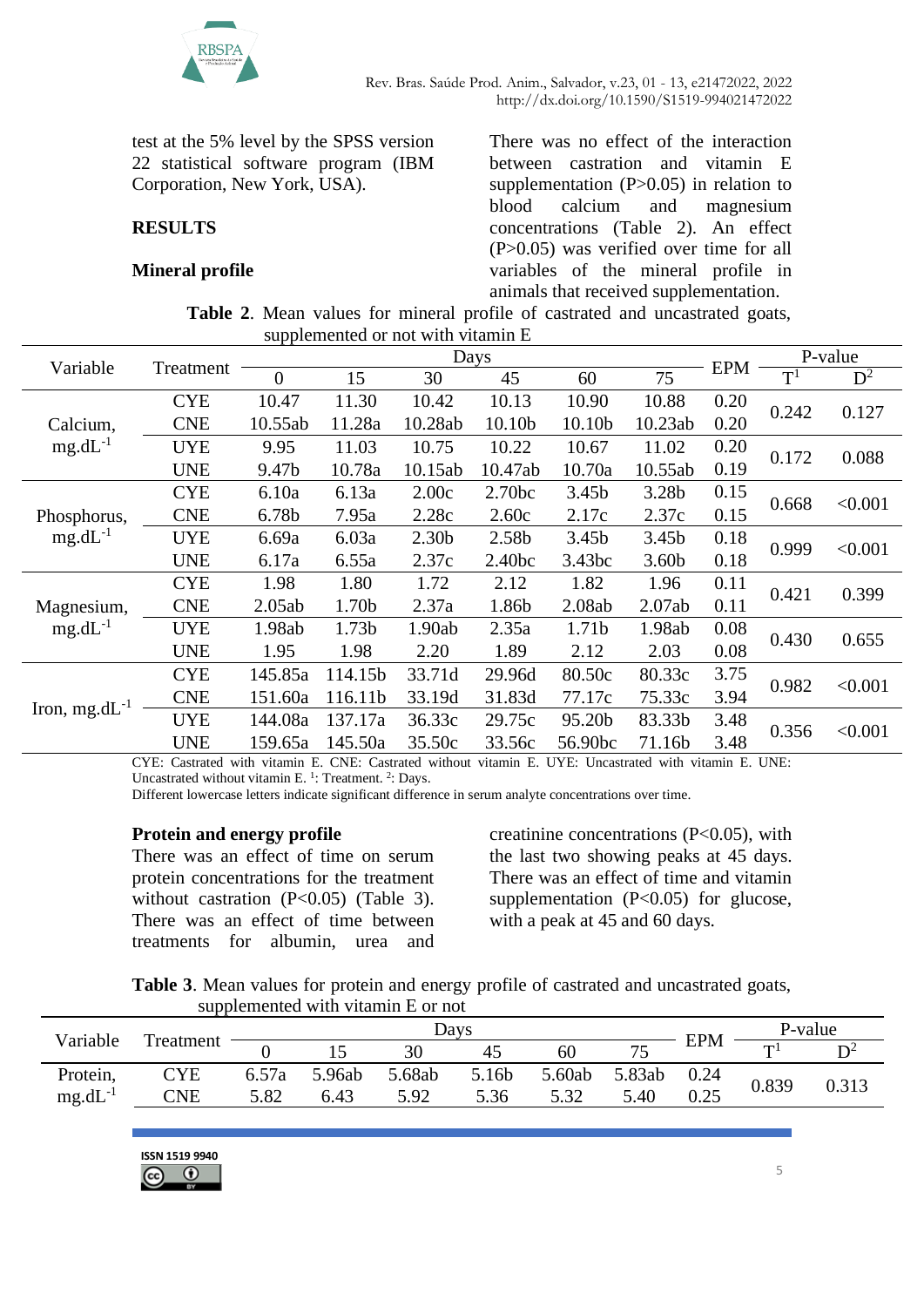test at the 5% level by the SPSS version 22 statistical software program (IBM Corporation, New York, USA).

## RESULTS

### Mineral profile

There was no effect of the interaction between castration and vitamin E supplementation (P>0.05) in relation to blood calcium and magnesium concentrations (Table 2). An effect (P>0.05) was verified over time for all variables of the mineral profile in animals that received supplementation.

**Table 2**. Mean values for mineral profile of castrated and uncastrated goats, supplemented or not with vitamin E

| Variable | Treatment | Days | | | | | | EPM | P-value | |
|---|---|---|---|---|---|---|---|---|---|---|
| | | 0 | 15 | 30 | 45 | 60 | 75 | | T[1] | D[2] |
| Calcium, $mg.dL^{-1}$ | CYE | 10.47 | 11.30 | 10.42 | 10.13 | 10.90 | 10.88 | 0.20 | 0.242 | 0.127 |
| | CNE | 10.55ab | 11.28a | 10.28ab | 10.10b | 10.10b | 10.23ab | 0.20 | | |
| | UYE | 9.95 | 11.03 | 10.75 | 10.22 | 10.67 | 11.02 | 0.20 | 0.172 | 0.088 |
| | UNE | 9.47b | 10.78a | 10.15ab | 10.47ab | 10.70a | 10.55ab | 0.19 | | |
| Phosphorus, $mg.dL^{-1}$ | CYE | 6.10a | 6.13a | 2.00c | 2.70bc | 3.45b | 3.28b | 0.15 | 0.668 | <0.001 |
| | CNE | 6.78b | 7.95a | 2.28c | 2.60c | 2.17c | 2.37c | 0.15 | | |
| | UYE | 6.69a | 6.03a | 2.30b | 2.58b | 3.45b | 3.45b | 0.18 | 0.999 | <0.001 |
| | UNE | 6.17a | 6.55a | 2.37c | 2.40bc | 3.43bc | 3.60b | 0.18 | | |
| Magnesium, $mg.dL^{-1}$ | CYE | 1.98 | 1.80 | 1.72 | 2.12 | 1.82 | 1.96 | 0.11 | 0.421 | 0.399 |
| | CNE | 2.05ab | 1.70b | 2.37a | 1.86b | 2.08ab | 2.07ab | 0.11 | | |
| | UYE | 1.98ab | 1.73b | 1.90ab | 2.35a | 1.71b | 1.98ab | 0.08 | 0.430 | 0.655 |
| | UNE | 1.95 | 1.98 | 2.20 | 1.89 | 2.12 | 2.03 | 0.08 | | |
| Iron, $mg.dL^{-1}$ | CYE | 145.85a | 114.15b | 33.71d | 29.96d | 80.50c | 80.33c | 3.75 | 0.982 | <0.001 |
| | CNE | 151.60a | 116.11b | 33.19d | 31.83d | 77.17c | 75.33c | 3.94 | | |
| | UYE | 144.08a | 137.17a | 36.33c | 29.75c | 95.20b | 83.33b | 3.48 | 0.356 | <0.001 |
| | UNE | 159.65a | 145.50a | 35.50c | 33.56c | 56.90bc | 71.16b | 3.48 | | |

CYE: Castrated with vitamin E. CNE: Castrated without vitamin E. UYE: Uncastrated with vitamin E. UNE: Uncastrated without vitamin E. [1]: Treatment. [2]: Days.
Different lowercase letters indicate significant difference in serum analyte concentrations over time.

### Protein and energy profile

There was an effect of time on serum protein concentrations for the treatment without castration (P<0.05) (Table 3). There was an effect of time between treatments for albumin, urea and creatinine concentrations (P<0.05), with the last two showing peaks at 45 days. There was an effect of time and vitamin supplementation (P<0.05) for glucose, with a peak at 45 and 60 days.

**Table 3**. Mean values for protein and energy profile of castrated and uncastrated goats, supplemented with vitamin E or not

| Variable | Treatment | Days | | | | | | EPM | P-value | |
|---|---|---|---|---|---|---|---|---|---|---|
| | | 0 | 15 | 30 | 45 | 60 | 75 | | T[1] | D[2] |
| Protein, $mg.dL^{-1}$ | CYE | 6.57a | 5.96ab | 5.68ab | 5.16b | 5.60ab | 5.83ab | 0.24 | 0.839 | 0.313 |
| | CNE | 5.82 | 6.43 | 5.92 | 5.36 | 5.32 | 5.40 | 0.25 | | |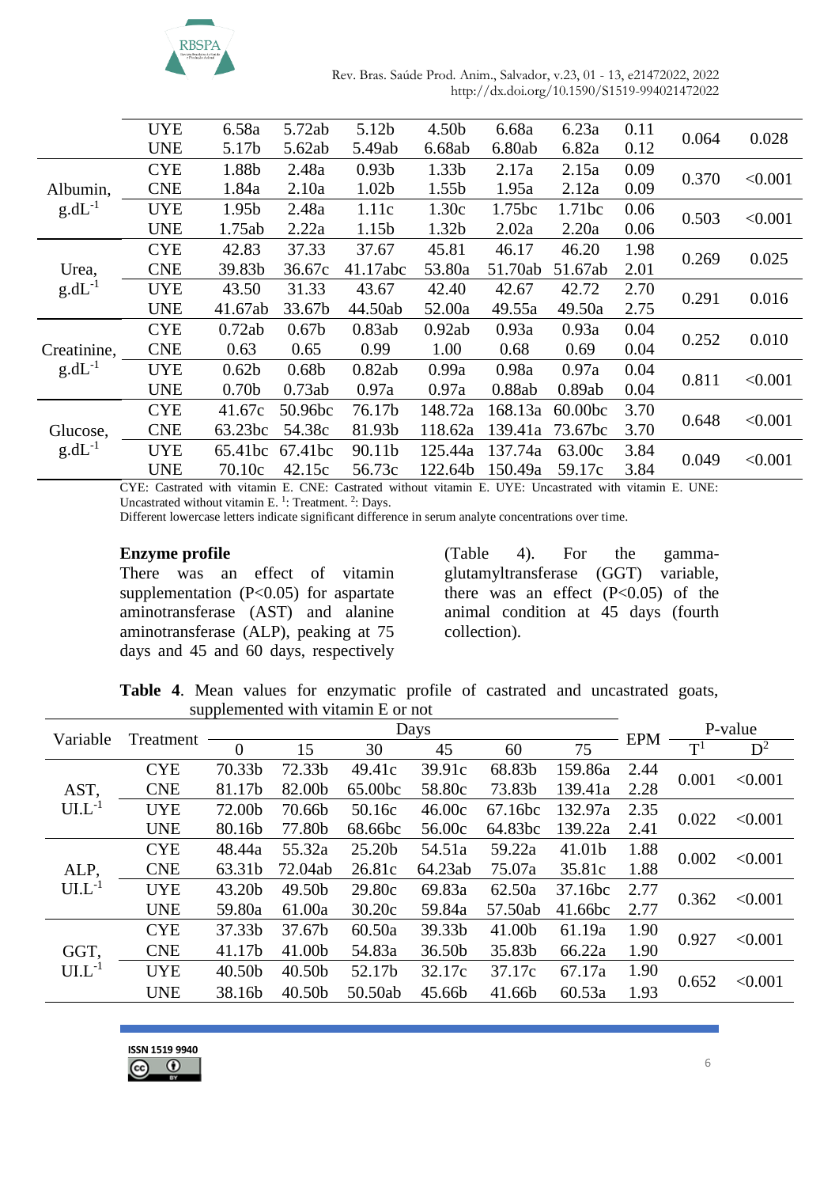| Variable | Treatment | 0 | 15 | 30 | 45 | 60 | 75 | EPM | T[1] | D[2] |
|---|---|---|---|---|---|---|---|---|---|---|
| | UYE | 6.58a | 5.72ab | 5.12b | 4.50b | 6.68a | 6.23a | 0.11 | 0.064 | 0.028 |
| | UNE | 5.17b | 5.62ab | 5.49ab | 6.68ab | 6.80ab | 6.82a | 0.12 | | |
| Albumin, $g.dL^{-1}$ | CYE | 1.88b | 2.48a | 0.93b | 1.33b | 2.17a | 2.15a | 0.09 | 0.370 | <0.001 |
| | CNE | 1.84a | 2.10a | 1.02b | 1.55b | 1.95a | 2.12a | 0.09 | | |
| | UYE | 1.95b | 2.48a | 1.11c | 1.30c | 1.75bc | 1.71bc | 0.06 | 0.503 | <0.001 |
| | UNE | 1.75ab | 2.22a | 1.15b | 1.32b | 2.02a | 2.20a | 0.06 | | |
| Urea, $g.dL^{-1}$ | CYE | 42.83 | 37.33 | 37.67 | 45.81 | 46.17 | 46.20 | 1.98 | 0.269 | 0.025 |
| | CNE | 39.83b | 36.67c | 41.17abc | 53.80a | 51.70ab | 51.67ab | 2.01 | | |
| | UYE | 43.50 | 31.33 | 43.67 | 42.40 | 42.67 | 42.72 | 2.70 | 0.291 | 0.016 |
| | UNE | 41.67ab | 33.67b | 44.50ab | 52.00a | 49.55a | 49.50a | 2.75 | | |
| Creatinine, $g.dL^{-1}$ | CYE | 0.72ab | 0.67b | 0.83ab | 0.92ab | 0.93a | 0.93a | 0.04 | 0.252 | 0.010 |
| | CNE | 0.63 | 0.65 | 0.99 | 1.00 | 0.68 | 0.69 | 0.04 | | |
| | UYE | 0.62b | 0.68b | 0.82ab | 0.99a | 0.98a | 0.97a | 0.04 | 0.811 | <0.001 |
| | UNE | 0.70b | 0.73ab | 0.97a | 0.97a | 0.88ab | 0.89ab | 0.04 | | |
| Glucose, $g.dL^{-1}$ | CYE | 41.67c | 50.96bc | 76.17b | 148.72a | 168.13a | 60.00bc | 3.70 | 0.648 | <0.001 |
| | CNE | 63.23bc | 54.38c | 81.93b | 118.62a | 139.41a | 73.67bc | 3.70 | | |
| | UYE | 65.41bc | 67.41bc | 90.11b | 125.44a | 137.74a | 63.00c | 3.84 | 0.049 | <0.001 |
| | UNE | 70.10c | 42.15c | 56.73c | 122.64b | 150.49a | 59.17c | 3.84 | | |

CYE: Castrated with vitamin E. CNE: Castrated without vitamin E. UYE: Uncastrated with vitamin E. UNE: Uncastrated without vitamin E. [1]: Treatment. [2]: Days.
Different lowercase letters indicate significant difference in serum analyte concentrations over time.

**Enzyme profile**

There was an effect of vitamin supplementation (P<0.05) for aspartate aminotransferase (AST) and alanine aminotransferase (ALP), peaking at 75 days and 45 and 60 days, respectively (Table 4). For the gamma-glutamyltransferase (GGT) variable, there was an effect (P<0.05) of the animal condition at 45 days (fourth collection).

**Table 4**. Mean values for enzymatic profile of castrated and uncastrated goats, supplemented with vitamin E or not

| Variable | Treatment | Days | | | | | | EPM | P-value | |
|---|---|---|---|---|---|---|---|---|---|---|
| | | 0 | 15 | 30 | 45 | 60 | 75 | | T[1] | D[2] |
| AST, $UI.L^{-1}$ | CYE | 70.33b | 72.33b | 49.41c | 39.91c | 68.83b | 159.86a | 2.44 | 0.001 | <0.001 |
| | CNE | 81.17b | 82.00b | 65.00bc | 58.80c | 73.83b | 139.41a | 2.28 | | |
| | UYE | 72.00b | 70.66b | 50.16c | 46.00c | 67.16bc | 132.97a | 2.35 | 0.022 | <0.001 |
| | UNE | 80.16b | 77.80b | 68.66bc | 56.00c | 64.83bc | 139.22a | 2.41 | | |
| ALP, $UI.L^{-1}$ | CYE | 48.44a | 55.32a | 25.20b | 54.51a | 59.22a | 41.01b | 1.88 | 0.002 | <0.001 |
| | CNE | 63.31b | 72.04ab | 26.81c | 64.23ab | 75.07a | 35.81c | 1.88 | | |
| | UYE | 43.20b | 49.50b | 29.80c | 69.83a | 62.50a | 37.16bc | 2.77 | 0.362 | <0.001 |
| | UNE | 59.80a | 61.00a | 30.20c | 59.84a | 57.50ab | 41.66bc | 2.77 | | |
| GGT, $UI.L^{-1}$ | CYE | 37.33b | 37.67b | 60.50a | 39.33b | 41.00b | 61.19a | 1.90 | 0.927 | <0.001 |
| | CNE | 41.17b | 41.00b | 54.83a | 36.50b | 35.83b | 66.22a | 1.90 | | |
| | UYE | 40.50b | 40.50b | 52.17b | 32.17c | 37.17c | 67.17a | 1.90 | 0.652 | <0.001 |
| | UNE | 38.16b | 40.50b | 50.50ab | 45.66b | 41.66b | 60.53a | 1.93 | | |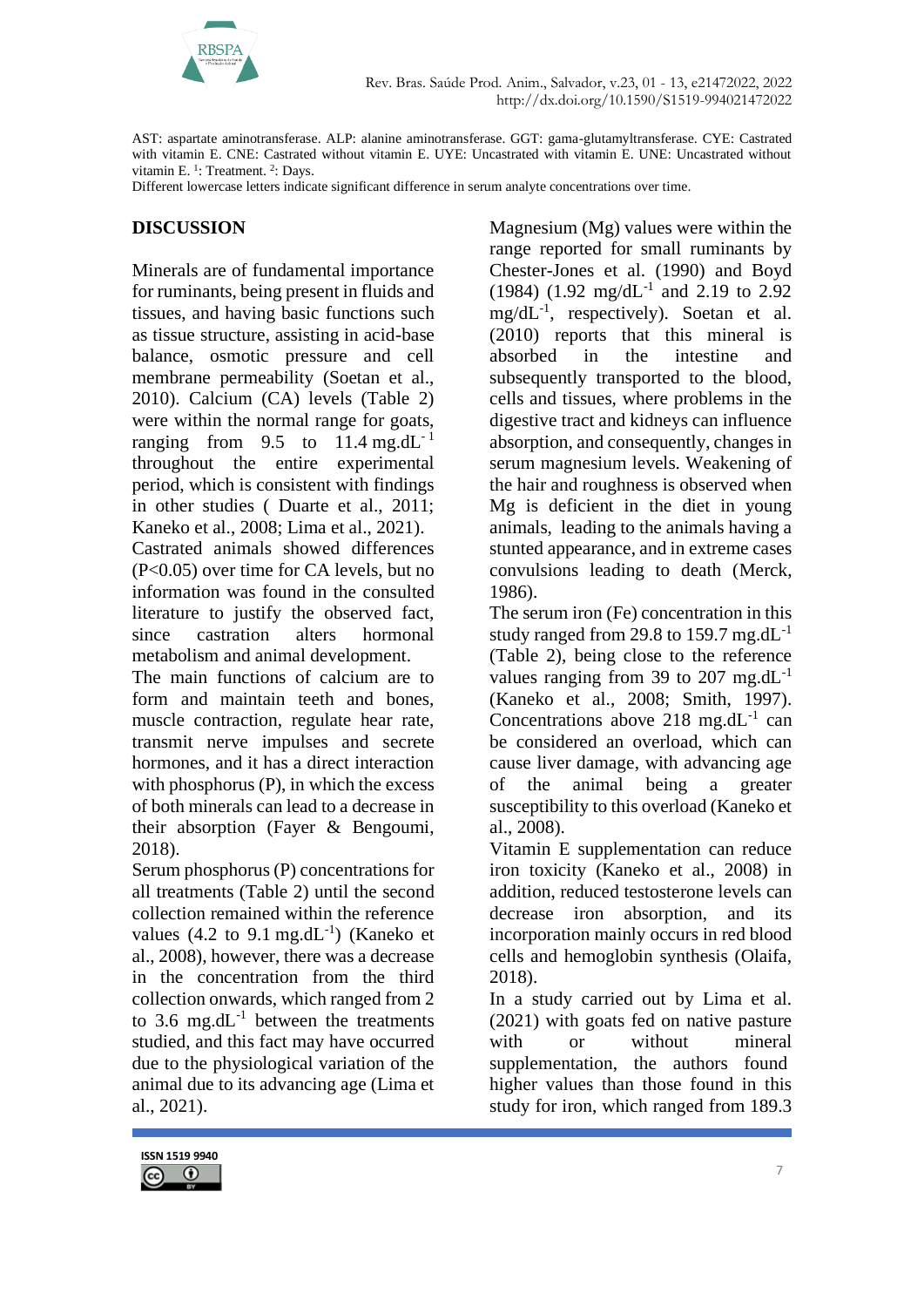AST: aspartate aminotransferase. ALP: alanine aminotransferase. GGT: gama-glutamyltransferase. CYE: Castrated with vitamin E. CNE: Castrated without vitamin E. UYE: Uncastrated with vitamin E. UNE: Uncastrated without vitamin E. [1]: Treatment. [2]: Days.
Different lowercase letters indicate significant difference in serum analyte concentrations over time.

## DISCUSSION

Minerals are of fundamental importance for ruminants, being present in fluids and tissues, and having basic functions such as tissue structure, assisting in acid-base balance, osmotic pressure and cell membrane permeability (Soetan et al., 2010). Calcium (CA) levels (Table 2) were within the normal range for goats, ranging from 9.5 to 11.4 $mg.dL^{-1}$ throughout the entire experimental period, which is consistent with findings in other studies ( Duarte et al., 2011; Kaneko et al., 2008; Lima et al., 2021). Castrated animals showed differences ($P<0.05$) over time for CA levels, but no information was found in the consulted literature to justify the observed fact, since castration alters hormonal metabolism and animal development.

The main functions of calcium are to form and maintain teeth and bones, muscle contraction, regulate hear rate, transmit nerve impulses and secrete hormones, and it has a direct interaction with phosphorus (P), in which the excess of both minerals can lead to a decrease in their absorption (Fayer & Bengoumi, 2018).

Serum phosphorus (P) concentrations for all treatments (Table 2) until the second collection remained within the reference values (4.2 to 9.1 $mg.dL^{-1}$) (Kaneko et al., 2008), however, there was a decrease in the concentration from the third collection onwards, which ranged from 2 to 3.6 $mg.dL^{-1}$ between the treatments studied, and this fact may have occurred due to the physiological variation of the animal due to its advancing age (Lima et al., 2021).

Magnesium (Mg) values were within the range reported for small ruminants by Chester-Jones et al. (1990) and Boyd (1984) (1.92 $mg/dL^{-1}$ and 2.19 to 2.92 $mg/dL^{-1}$, respectively). Soetan et al. (2010) reports that this mineral is absorbed in the intestine and subsequently transported to the blood, cells and tissues, where problems in the digestive tract and kidneys can influence absorption, and consequently, changes in serum magnesium levels. Weakening of the hair and roughness is observed when Mg is deficient in the diet in young animals, leading to the animals having a stunted appearance, and in extreme cases convulsions leading to death (Merck, 1986).

The serum iron (Fe) concentration in this study ranged from 29.8 to 159.7 $mg.dL^{-1}$ (Table 2), being close to the reference values ranging from 39 to 207 $mg.dL^{-1}$ (Kaneko et al., 2008; Smith, 1997). Concentrations above 218 $mg.dL^{-1}$ can be considered an overload, which can cause liver damage, with advancing age of the animal being a greater susceptibility to this overload (Kaneko et al., 2008).

Vitamin E supplementation can reduce iron toxicity (Kaneko et al., 2008) in addition, reduced testosterone levels can decrease iron absorption, and its incorporation mainly occurs in red blood cells and hemoglobin synthesis (Olaifa, 2018).

In a study carried out by Lima et al. (2021) with goats fed on native pasture with or without mineral supplementation, the authors found higher values than those found in this study for iron, which ranged from 189.3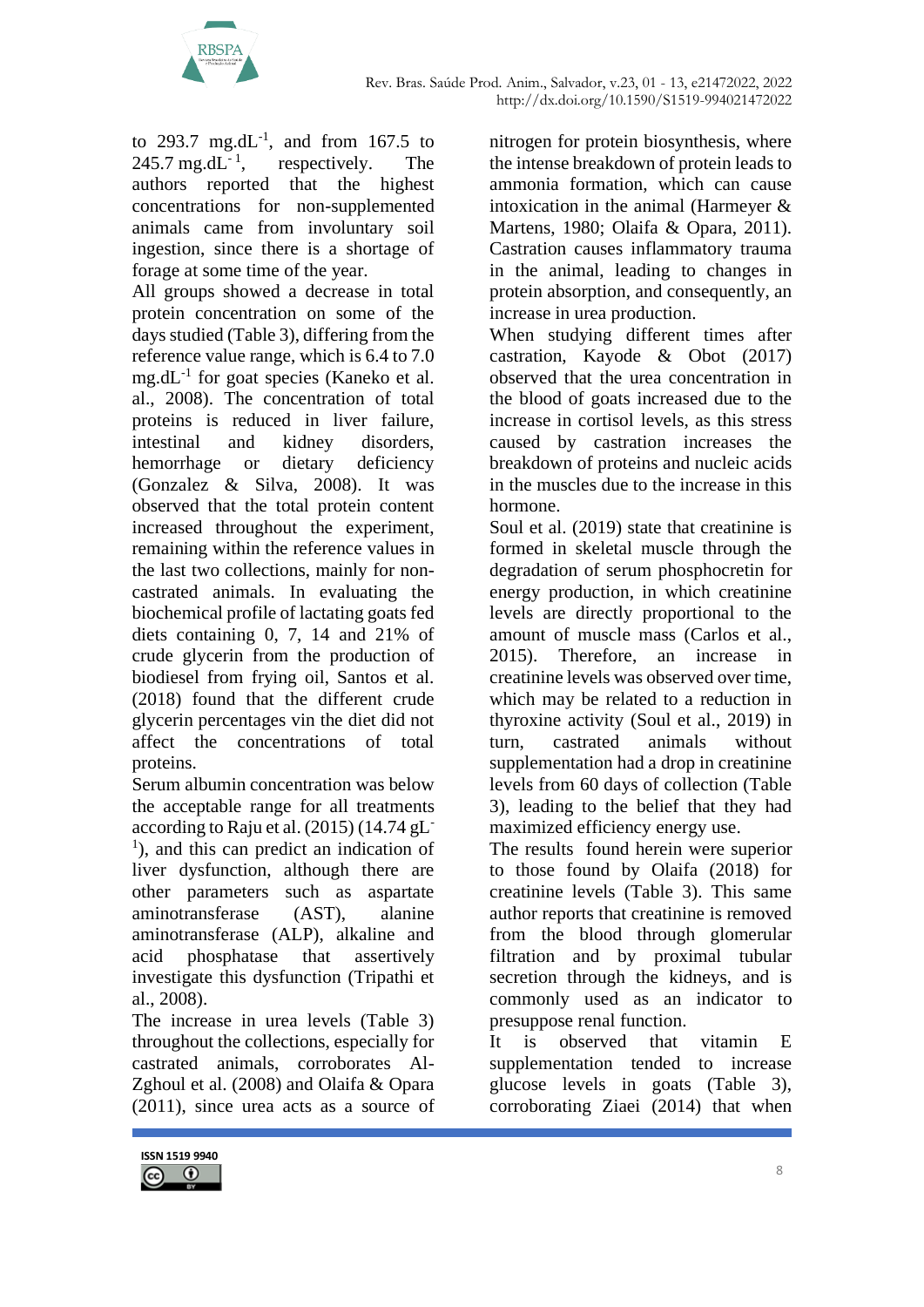to 293.7 mg.dL$^{-1}$, and from 167.5 to 245.7 mg.dL$^{-1}$, respectively. The authors reported that the highest concentrations for non-supplemented animals came from involuntary soil ingestion, since there is a shortage of forage at some time of the year.

All groups showed a decrease in total protein concentration on some of the days studied (Table 3), differing from the reference value range, which is 6.4 to 7.0 mg.dL$^{-1}$ for goat species (Kaneko et al. al., 2008). The concentration of total proteins is reduced in liver failure, intestinal and kidney disorders, hemorrhage or dietary deficiency (Gonzalez & Silva, 2008). It was observed that the total protein content increased throughout the experiment, remaining within the reference values in the last two collections, mainly for non-castrated animals. In evaluating the biochemical profile of lactating goats fed diets containing 0, 7, 14 and 21% of crude glycerin from the production of biodiesel from frying oil, Santos et al. (2018) found that the different crude glycerin percentages vin the diet did not affect the concentrations of total proteins.

Serum albumin concentration was below the acceptable range for all treatments according to Raju et al. (2015) (14.74 gL$^{-1}$), and this can predict an indication of liver dysfunction, although there are other parameters such as aspartate aminotransferase (AST), alanine aminotransferase (ALP), alkaline and acid phosphatase that assertively investigate this dysfunction (Tripathi et al., 2008).

The increase in urea levels (Table 3) throughout the collections, especially for castrated animals, corroborates Al-Zghoul et al. (2008) and Olaifa & Opara (2011), since urea acts as a source of nitrogen for protein biosynthesis, where the intense breakdown of protein leads to ammonia formation, which can cause intoxication in the animal (Harmeyer & Martens, 1980; Olaifa & Opara, 2011). Castration causes inflammatory trauma in the animal, leading to changes in protein absorption, and consequently, an increase in urea production.

When studying different times after castration, Kayode & Obot (2017) observed that the urea concentration in the blood of goats increased due to the increase in cortisol levels, as this stress caused by castration increases the breakdown of proteins and nucleic acids in the muscles due to the increase in this hormone.

Soul et al. (2019) state that creatinine is formed in skeletal muscle through the degradation of serum phosphocretin for energy production, in which creatinine levels are directly proportional to the amount of muscle mass (Carlos et al., 2015). Therefore, an increase in creatinine levels was observed over time, which may be related to a reduction in thyroxine activity (Soul et al., 2019) in turn, castrated animals without supplementation had a drop in creatinine levels from 60 days of collection (Table 3), leading to the belief that they had maximized efficiency energy use.

The results found herein were superior to those found by Olaifa (2018) for creatinine levels (Table 3). This same author reports that creatinine is removed from the blood through glomerular filtration and by proximal tubular secretion through the kidneys, and is commonly used as an indicator to presuppose renal function.

It is observed that vitamin E supplementation tended to increase glucose levels in goats (Table 3), corroborating Ziaei (2014) that when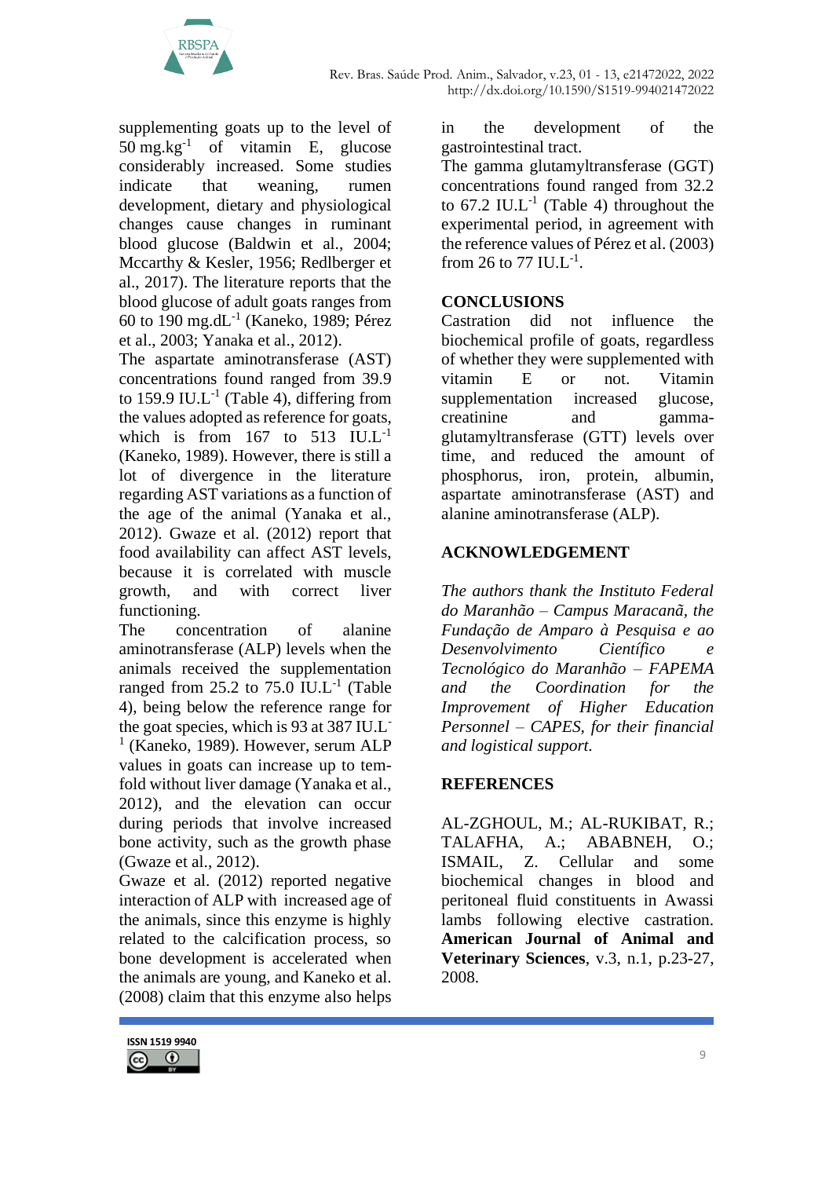supplementing goats up to the level of 50 mg.kg$^{-1}$ of vitamin E, glucose considerably increased. Some studies indicate that weaning, rumen development, dietary and physiological changes cause changes in ruminant blood glucose (Baldwin et al., 2004; Mccarthy & Kesler, 1956; Redlberger et al., 2017). The literature reports that the blood glucose of adult goats ranges from 60 to 190 mg.dL$^{-1}$ (Kaneko, 1989; Pérez et al., 2003; Yanaka et al., 2012).

The aspartate aminotransferase (AST) concentrations found ranged from 39.9 to 159.9 IU.L$^{-1}$ (Table 4), differing from the values adopted as reference for goats, which is from 167 to 513 IU.L$^{-1}$ (Kaneko, 1989). However, there is still a lot of divergence in the literature regarding AST variations as a function of the age of the animal (Yanaka et al., 2012). Gwaze et al. (2012) report that food availability can affect AST levels, because it is correlated with muscle growth, and with correct liver functioning.

The concentration of alanine aminotransferase (ALP) levels when the animals received the supplementation ranged from 25.2 to 75.0 IU.L$^{-1}$ (Table 4), being below the reference range for the goat species, which is 93 at 387 IU.L$^{-1}$ (Kaneko, 1989). However, serum ALP values in goats can increase up to tem-fold without liver damage (Yanaka et al., 2012), and the elevation can occur during periods that involve increased bone activity, such as the growth phase (Gwaze et al., 2012).

Gwaze et al. (2012) reported negative interaction of ALP with increased age of the animals, since this enzyme is highly related to the calcification process, so bone development is accelerated when the animals are young, and Kaneko et al. (2008) claim that this enzyme also helps in the development of the gastrointestinal tract.

The gamma glutamyltransferase (GGT) concentrations found ranged from 32.2 to 67.2 IU.L$^{-1}$ (Table 4) throughout the experimental period, in agreement with the reference values of Pérez et al. (2003) from 26 to 77 IU.L$^{-1}$.

## CONCLUSIONS

Castration did not influence the biochemical profile of goats, regardless of whether they were supplemented with vitamin E or not. Vitamin supplementation increased glucose, creatinine and gamma-glutamyltransferase (GTT) levels over time, and reduced the amount of phosphorus, iron, protein, albumin, aspartate aminotransferase (AST) and alanine aminotransferase (ALP).

## ACKNOWLEDGEMENT

*The authors thank the Instituto Federal do Maranhão – Campus Maracanã, the Fundação de Amparo à Pesquisa e ao Desenvolvimento Científico e Tecnológico do Maranhão – FAPEMA and the Coordination for the Improvement of Higher Education Personnel – CAPES, for their financial and logistical support.*

## REFERENCES

AL-ZGHOUL, M.; AL-RUKIBAT, R.; TALAFHA, A.; ABABNEH, O.; ISMAIL, Z. Cellular and some biochemical changes in blood and peritoneal fluid constituents in Awassi lambs following elective castration. **American Journal of Animal and Veterinary Sciences**, v.3, n.1, p.23-27, 2008.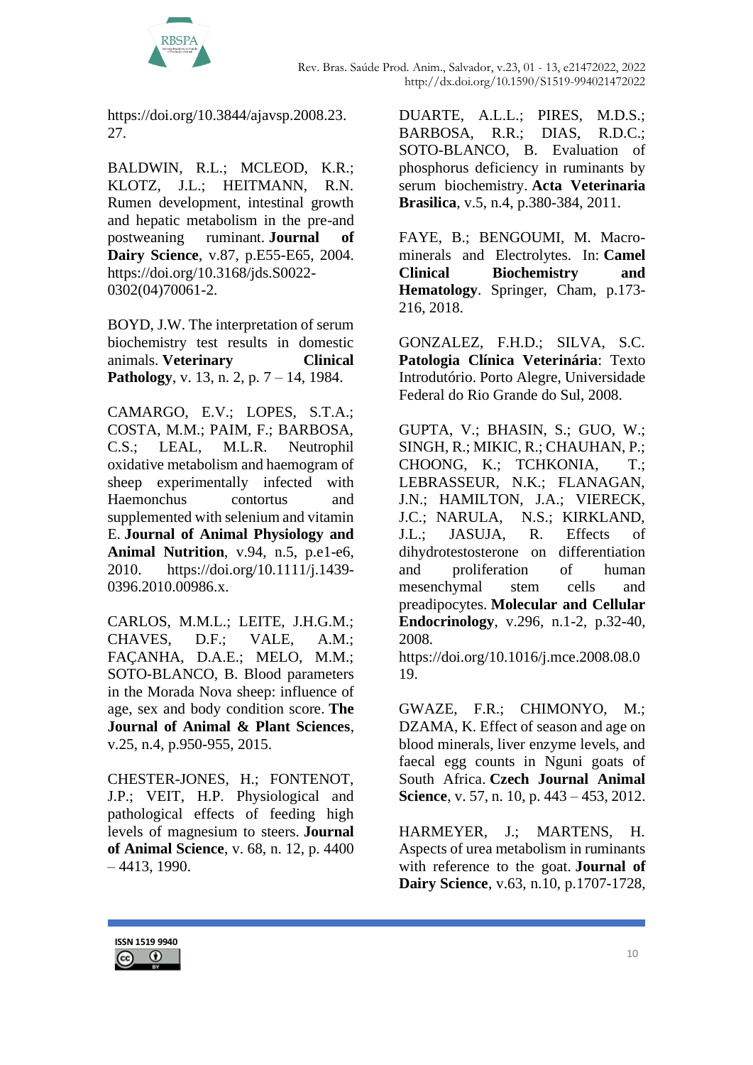https://doi.org/10.3844/ajavsp.2008.23.27.

BALDWIN, R.L.; MCLEOD, K.R.; KLOTZ, J.L.; HEITMANN, R.N. Rumen development, intestinal growth and hepatic metabolism in the pre-and postweaning ruminant. **Journal of Dairy Science**, v.87, p.E55-E65, 2004. https://doi.org/10.3168/jds.S0022-0302(04)70061-2.

BOYD, J.W. The interpretation of serum biochemistry test results in domestic animals. **Veterinary Clinical Pathology**, v. 13, n. 2, p. 7 – 14, 1984.

CAMARGO, E.V.; LOPES, S.T.A.; COSTA, M.M.; PAIM, F.; BARBOSA, C.S.; LEAL, M.L.R. Neutrophil oxidative metabolism and haemogram of sheep experimentally infected with Haemonchus contortus and supplemented with selenium and vitamin E. **Journal of Animal Physiology and Animal Nutrition**, v.94, n.5, p.e1-e6, 2010. https://doi.org/10.1111/j.1439-0396.2010.00986.x.

CARLOS, M.M.L.; LEITE, J.H.G.M.; CHAVES, D.F.; VALE, A.M.; FAÇANHA, D.A.E.; MELO, M.M.; SOTO-BLANCO, B. Blood parameters in the Morada Nova sheep: influence of age, sex and body condition score. **The Journal of Animal & Plant Sciences**, v.25, n.4, p.950-955, 2015.

CHESTER-JONES, H.; FONTENOT, J.P.; VEIT, H.P. Physiological and pathological effects of feeding high levels of magnesium to steers. **Journal of Animal Science**, v. 68, n. 12, p. 4400 – 4413, 1990.

DUARTE, A.L.L.; PIRES, M.D.S.; BARBOSA, R.R.; DIAS, R.D.C.; SOTO-BLANCO, B. Evaluation of phosphorus deficiency in ruminants by serum biochemistry. **Acta Veterinaria Brasilica**, v.5, n.4, p.380-384, 2011.

FAYE, B.; BENGOUMI, M. Macro-minerals and Electrolytes. In: **Camel Clinical Biochemistry and Hematology**. Springer, Cham, p.173-216, 2018.

GONZALEZ, F.H.D.; SILVA, S.C. **Patologia Clínica Veterinária**: Texto Introdutório. Porto Alegre, Universidade Federal do Rio Grande do Sul, 2008.

GUPTA, V.; BHASIN, S.; GUO, W.; SINGH, R.; MIKIC, R.; CHAUHAN, P.; CHOONG, K.; TCHKONIA, T.; LEBRASSEUR, N.K.; FLANAGAN, J.N.; HAMILTON, J.A.; VIERECK, J.C.; NARULA, N.S.; KIRKLAND, J.L.; JASUJA, R. Effects of dihydrotestosterone on differentiation and proliferation of human mesenchymal stem cells and preadipocytes. **Molecular and Cellular Endocrinology**, v.296, n.1-2, p.32-40, 2008. https://doi.org/10.1016/j.mce.2008.08.019.

GWAZE, F.R.; CHIMONYO, M.; DZAMA, K. Effect of season and age on blood minerals, liver enzyme levels, and faecal egg counts in Nguni goats of South Africa. **Czech Journal Animal Science**, v. 57, n. 10, p. 443 – 453, 2012.

HARMEYER, J.; MARTENS, H. Aspects of urea metabolism in ruminants with reference to the goat. **Journal of Dairy Science**, v.63, n.10, p.1707-1728,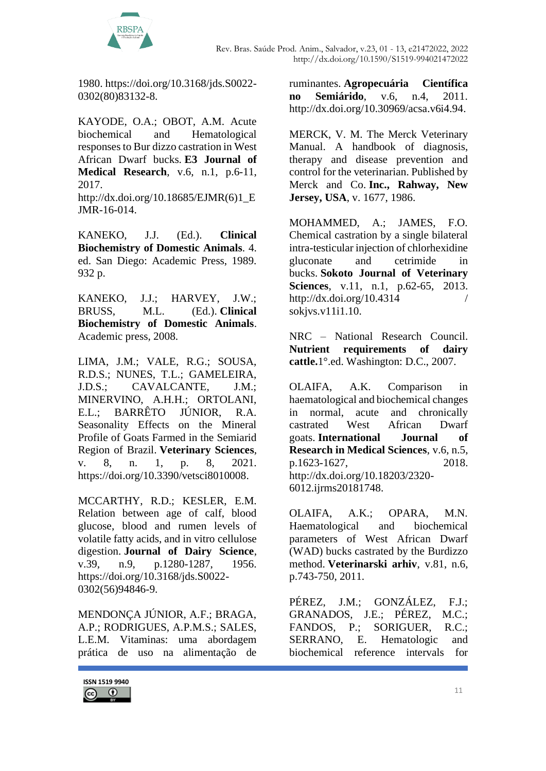1980. https://doi.org/10.3168/jds.S0022-0302(80)83132-8.

KAYODE, O.A.; OBOT, A.M. Acute biochemical and Hematological responses to Bur dizzo castration in West African Dwarf bucks. **E3 Journal of Medical Research**, v.6, n.1, p.6-11, 2017. http://dx.doi.org/10.18685/EJMR(6)1_EJMR-16-014.

KANEKO, J.J. (Ed.). **Clinical Biochemistry of Domestic Animals**. 4. ed. San Diego: Academic Press, 1989. 932 p.

KANEKO, J.J.; HARVEY, J.W.; BRUSS, M.L. (Ed.). **Clinical Biochemistry of Domestic Animals**. Academic press, 2008.

LIMA, J.M.; VALE, R.G.; SOUSA, R.D.S.; NUNES, T.L.; GAMELEIRA, J.D.S.; CAVALCANTE, J.M.; MINERVINO, A.H.H.; ORTOLANI, E.L.; BARRÊTO JÚNIOR, R.A. Seasonality Effects on the Mineral Profile of Goats Farmed in the Semiarid Region of Brazil. **Veterinary Sciences**, v. 8, n. 1, p. 8, 2021. https://doi.org/10.3390/vetsci8010008.

MCCARTHY, R.D.; KESLER, E.M. Relation between age of calf, blood glucose, blood and rumen levels of volatile fatty acids, and in vitro cellulose digestion. **Journal of Dairy Science**, v.39, n.9, p.1280-1287, 1956. https://doi.org/10.3168/jds.S0022-0302(56)94846-9.

MENDONÇA JÚNIOR, A.F.; BRAGA, A.P.; RODRIGUES, A.P.M.S.; SALES, L.E.M. Vitaminas: uma abordagem prática de uso na alimentação de ruminantes. **Agropecuária Científica no Semiárido**, v.6, n.4, 2011. http://dx.doi.org/10.30969/acsa.v6i4.94.

MERCK, V. M. The Merck Veterinary Manual. A handbook of diagnosis, therapy and disease prevention and control for the veterinarian. Published by Merck and Co. **Inc., Rahway, New Jersey, USA**, v. 1677, 1986.

MOHAMMED, A.; JAMES, F.O. Chemical castration by a single bilateral intra-testicular injection of chlorhexidine gluconate and cetrimide in bucks. **Sokoto Journal of Veterinary Sciences**, v.11, n.1, p.62-65, 2013. http://dx.doi.org/10.4314 / sokjvs.v11i1.10.

NRC – National Research Council. **Nutrient requirements of dairy cattle.** 1°.ed. Washington: D.C., 2007.

OLAIFA, A.K. Comparison in haematological and biochemical changes in normal, acute and chronically castrated West African Dwarf goats. **International Journal of Research in Medical Sciences**, v.6, n.5, p.1623-1627, 2018. http://dx.doi.org/10.18203/2320-6012.ijrms20181748.

OLAIFA, A.K.; OPARA, M.N. Haematological and biochemical parameters of West African Dwarf (WAD) bucks castrated by the Burdizzo method. **Veterinarski arhiv**, v.81, n.6, p.743-750, 2011.

PÉREZ, J.M.; GONZÁLEZ, F.J.; GRANADOS, J.E.; PÉREZ, M.C.; FANDOS, P.; SORIGUER, R.C.; SERRANO, E. Hematologic and biochemical reference intervals for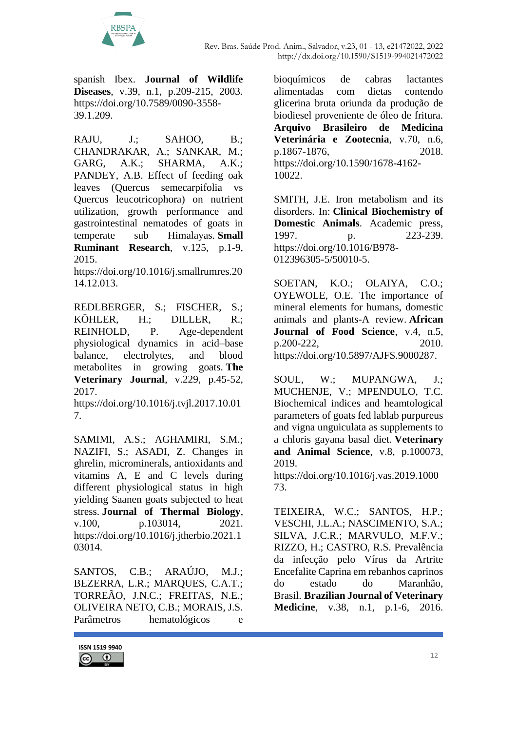spanish Ibex. **Journal of Wildlife Diseases**, v.39, n.1, p.209-215, 2003. https://doi.org/10.7589/0090-3558-39.1.209.

RAJU, J.; SAHOO, B.; CHANDRAKAR, A.; SANKAR, M.; GARG, A.K.; SHARMA, A.K.; PANDEY, A.B. Effect of feeding oak leaves (Quercus semecarpifolia vs Quercus leucotricophora) on nutrient utilization, growth performance and gastrointestinal nematodes of goats in temperate sub Himalayas. **Small Ruminant Research**, v.125, p.1-9, 2015. https://doi.org/10.1016/j.smallrumres.2014.12.013.

REDLBERGER, S.; FISCHER, S.; KÖHLER, H.; DILLER, R.; REINHOLD, P. Age-dependent physiological dynamics in acid–base balance, electrolytes, and blood metabolites in growing goats. **The Veterinary Journal**, v.229, p.45-52, 2017. https://doi.org/10.1016/j.tvjl.2017.10.017.

SAMIMI, A.S.; AGHAMIRI, S.M.; NAZIFI, S.; ASADI, Z. Changes in ghrelin, microminerals, antioxidants and vitamins A, E and C levels during different physiological status in high yielding Saanen goats subjected to heat stress. **Journal of Thermal Biology**, v.100, p.103014, 2021. https://doi.org/10.1016/j.jtherbio.2021.103014.

SANTOS, C.B.; ARAÚJO, M.J.; BEZERRA, L.R.; MARQUES, C.A.T.; TORREÃO, J.N.C.; FREITAS, N.E.; OLIVEIRA NETO, C.B.; MORAIS, J.S. Parâmetros hematológicos e bioquímicos de cabras lactantes alimentadas com dietas contendo glicerina bruta oriunda da produção de biodiesel proveniente de óleo de fritura. **Arquivo Brasileiro de Medicina Veterinária e Zootecnia**, v.70, n.6, p.1867-1876, 2018. https://doi.org/10.1590/1678-4162-10022.

SMITH, J.E. Iron metabolism and its disorders. In: **Clinical Biochemistry of Domestic Animals**. Academic press, 1997. p. 223-239. https://doi.org/10.1016/B978-012396305-5/50010-5.

SOETAN, K.O.; OLAIYA, C.O.; OYEWOLE, O.E. The importance of mineral elements for humans, domestic animals and plants-A review. **African Journal of Food Science**, v.4, n.5, p.200-222, 2010. https://doi.org/10.5897/AJFS.9000287.

SOUL, W.; MUPANGWA, J.; MUCHENJE, V.; MPENDULO, T.C. Biochemical indices and heamtological parameters of goats fed lablab purpureus and vigna unguiculata as supplements to a chloris gayana basal diet. **Veterinary and Animal Science**, v.8, p.100073, 2019. https://doi.org/10.1016/j.vas.2019.100073.

TEIXEIRA, W.C.; SANTOS, H.P.; VESCHI, J.L.A.; NASCIMENTO, S.A.; SILVA, J.C.R.; MARVULO, M.F.V.; RIZZO, H.; CASTRO, R.S. Prevalência da infecção pelo Vírus da Artrite Encefalite Caprina em rebanhos caprinos do estado do Maranhão, Brasil. **Brazilian Journal of Veterinary Medicine**, v.38, n.1, p.1-6, 2016.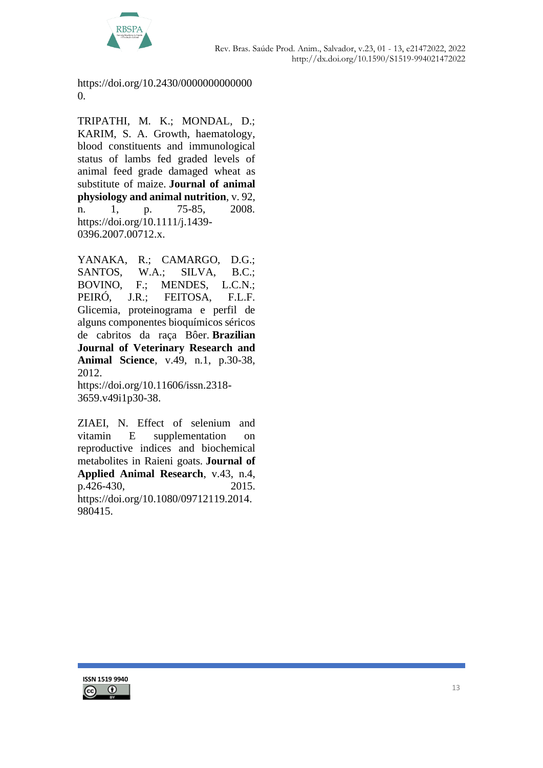https://doi.org/10.2430/00000000000000.

TRIPATHI, M. K.; MONDAL, D.; KARIM, S. A. Growth, haematology, blood constituents and immunological status of lambs fed graded levels of animal feed grade damaged wheat as substitute of maize. **Journal of animal physiology and animal nutrition**, v. 92, n. 1, p. 75-85, 2008. https://doi.org/10.1111/j.1439-0396.2007.00712.x.

YANAKA, R.; CAMARGO, D.G.; SANTOS, W.A.; SILVA, B.C.; BOVINO, F.; MENDES, L.C.N.; PEIRÓ, J.R.; FEITOSA, F.L.F. Glicemia, proteinograma e perfil de alguns componentes bioquímicos séricos de cabritos da raça Bôer. **Brazilian Journal of Veterinary Research and Animal Science**, v.49, n.1, p.30-38, 2012. https://doi.org/10.11606/issn.2318-3659.v49i1p30-38.

ZIAEI, N. Effect of selenium and vitamin E supplementation on reproductive indices and biochemical metabolites in Raieni goats. **Journal of Applied Animal Research**, v.43, n.4, p.426-430, 2015. https://doi.org/10.1080/09712119.2014.980415.